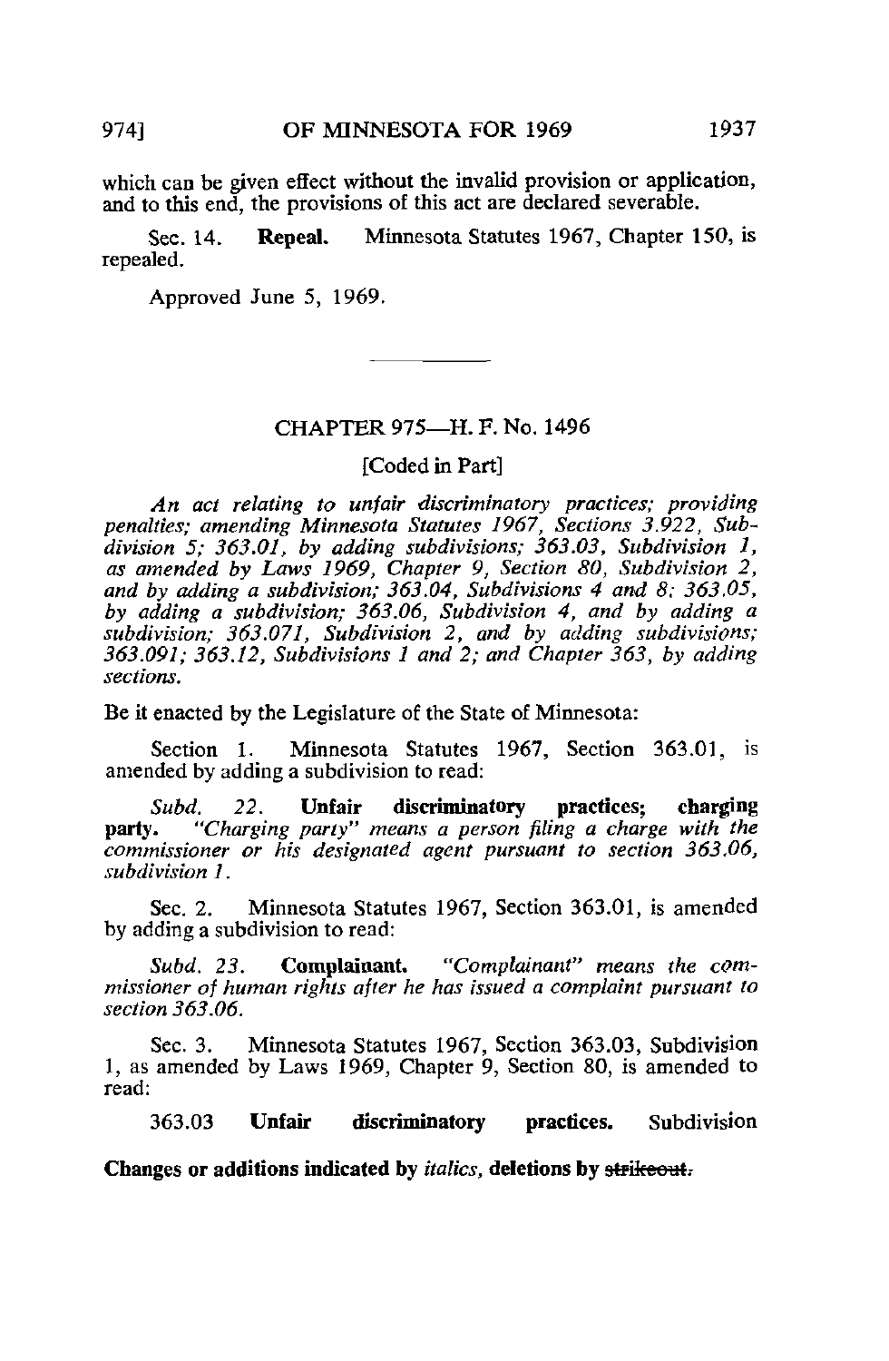which can be given effect without the invalid provision or application, and to this end, the provisions of this act are declared severable.

Sec. 14. **Repeal.** Minnesota Statutes 1967, Chapter 150, is repealed.

Approved June 5, 1969.

---

## CHAPTER 975—H. F. No. 1496

[Coded in Part]

*An act relating to unfair discriminatory practices; providing penalties; amending Minnesota Statutes 1967, Sections 3.922, Subdivision 5; 363.01, by adding subdivisions; 363.03, Subdivision 1, as amended by Laws 1969, Chapter 9, Section 80, Subdivision 2, and by adding a subdivision; 363.04, Subdivisions 4 and 8; 363.05, by adding a subdivision; 363.06, Subdivision 4, and by adding a subdivision; 363.071, Subdivision 2, and by adding subdivisions; 363.091; 363.12, Subdivisions 1 and 2; and Chapter 363, by adding sections.*

Be it enacted by the Legislature of the State of Minnesota:

Section 1. Minnesota Statutes 1967, Section 363.01, is amended by adding a subdivision to read:

*Subd. 22.* **Unfair discriminatory practices; charging party.** *"Charging party" means a person filing a charge with the commissioner or his designated agent pursuant to section 363.06, subdivision 1.*

Sec. 2. Minnesota Statutes 1967, Section 363.01, is amended by adding a subdivision to read:

*Subd. 23.* **Complainant.** *"Complainant" means the commissioner of human rights after he has issued a complaint pursuant to section 363.06.*

Sec. 3. Minnesota Statutes 1967, Section 363.03, Subdivision 1, as amended by Laws 1969, Chapter 9, Section 80, is amended to read:

363.03 **Unfair discriminatory practices.** Subdivision

**Changes or additions indicated by** *italics*, **deletions by** ~~strikeout~~.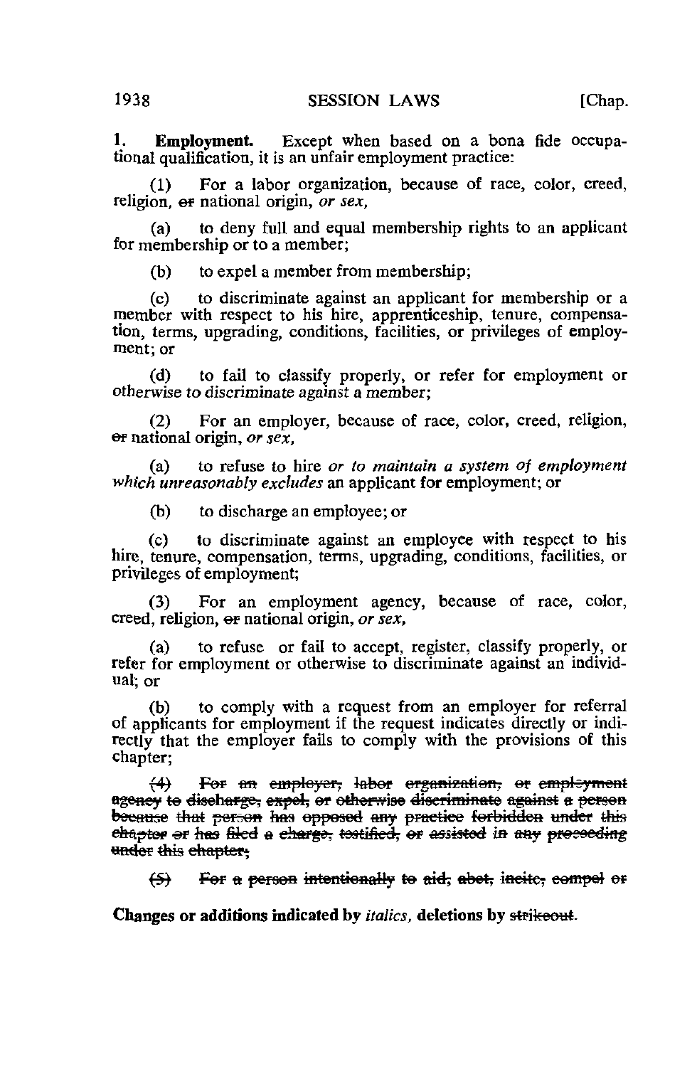**1. Employment.** Except when based on a bona fide occupational qualification, it is an unfair employment practice:

(1) For a labor organization, because of race, color, creed, religion, ~~or~~ national origin, *or sex,*

(a) to deny full and equal membership rights to an applicant for membership or to a member;

(b) to expel a member from membership;

(c) to discriminate against an applicant for membership or a member with respect to his hire, apprenticeship, tenure, compensation, terms, upgrading, conditions, facilities, or privileges of employment; or

(d) to fail to classify properly, or refer for employment or otherwise to discriminate against a member;

(2) For an employer, because of race, color, creed, religion, ~~or~~ national origin, *or sex,*

(a) to refuse to hire *or to maintain a system of employment which unreasonably excludes* an applicant for employment; or

(b) to discharge an employee; or

(c) to discriminate against an employee with respect to his hire, tenure, compensation, terms, upgrading, conditions, facilities, or privileges of employment;

(3) For an employment agency, because of race, color, creed, religion, ~~or~~ national origin, *or sex,*

(a) to refuse or fail to accept, register, classify properly, or refer for employment or otherwise to discriminate against an individual; or

(b) to comply with a request from an employer for referral of applicants for employment if the request indicates directly or indirectly that the employer fails to comply with the provisions of this chapter;

~~(4) For an employer, labor organization, or employment agency to discharge, expel, or otherwise discriminate against a person because that person has opposed any practice forbidden under this chapter or has filed a charge, testified, or assisted in any proceeding under this chapter;~~

~~(5) For a person intentionally to aid, abet, incite, compel or~~

**Changes or additions indicated by** *italics*, **deletions by** ~~strikeout~~.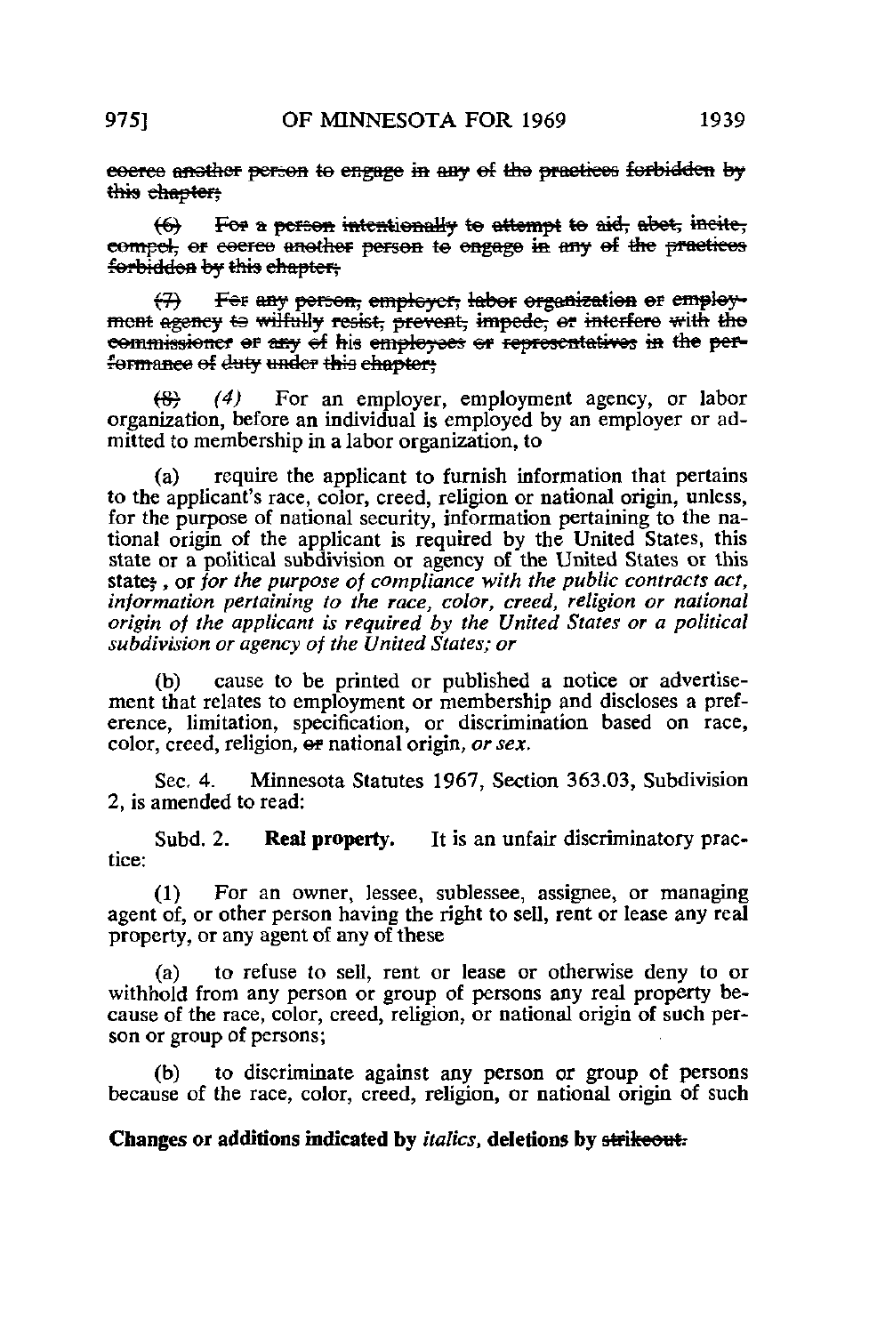~~coerce another person to engage in any of the practices forbidden by this chapter;~~

~~(6) For a person intentionally to attempt to aid, abet, incite, compel, or coerce another person to engage in any of the practices forbidden by this chapter;~~

~~(7) For any person, employer, labor organization or employment agency to wilfully resist, prevent, impede, or interfere with the commissioner or any of his employees or representatives in the performance of duty under this chapter;~~

~~(8)~~ *(4)* For an employer, employment agency, or labor organization, before an individual is employed by an employer or admitted to membership in a labor organization, to

(a) require the applicant to furnish information that pertains to the applicant's race, color, creed, religion or national origin, unless, for the purpose of national security, information pertaining to the national origin of the applicant is required by the United States, this state or a political subdivision or agency of the United States or this state~~;~~ *, or for the purpose of compliance with the public contracts act, information pertaining to the race, color, creed, religion or national origin of the applicant is required by the United States or a political subdivision or agency of the United States; or*

(b) cause to be printed or published a notice or advertisement that relates to employment or membership and discloses a preference, limitation, specification, or discrimination based on race, color, creed, religion, ~~or~~ national origin*, or sex.*

Sec. 4. Minnesota Statutes 1967, Section 363.03, Subdivision 2, is amended to read:

Subd. 2. **Real property.** It is an unfair discriminatory practice:

(1) For an owner, lessee, sublessee, assignee, or managing agent of, or other person having the right to sell, rent or lease any real property, or any agent of any of these

(a) to refuse to sell, rent or lease or otherwise deny to or withhold from any person or group of persons any real property because of the race, color, creed, religion, or national origin of such person or group of persons;

(b) to discriminate against any person or group of persons because of the race, color, creed, religion, or national origin of such

**Changes or additions indicated by *italics*, deletions by ~~strikeout.~~**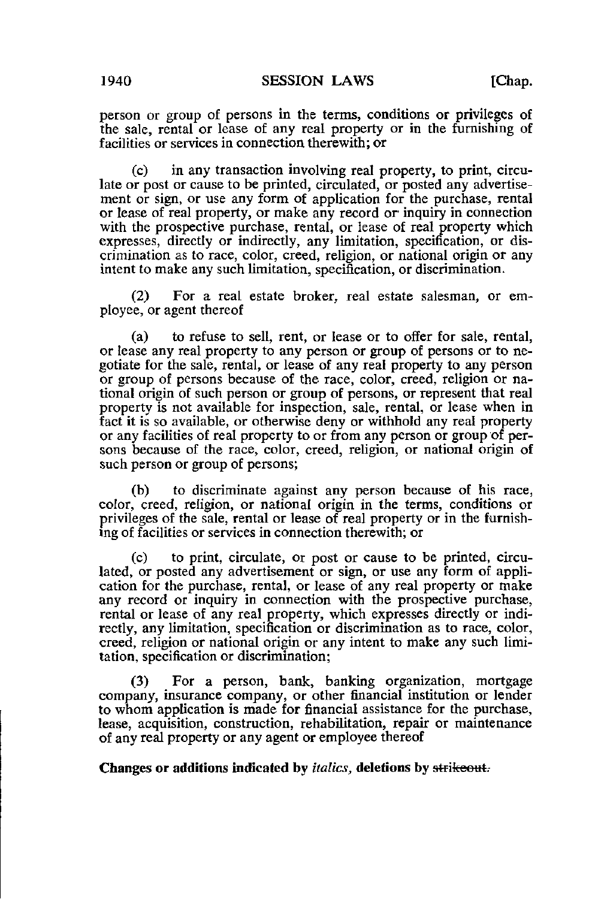person or group of persons in the terms, conditions or privileges of the sale, rental or lease of any real property or in the furnishing of facilities or services in connection therewith; or

(c) in any transaction involving real property, to print, circulate or post or cause to be printed, circulated, or posted any advertisement or sign, or use any form of application for the purchase, rental or lease of real property, or make any record or inquiry in connection with the prospective purchase, rental, or lease of real property which expresses, directly or indirectly, any limitation, specification, or discrimination as to race, color, creed, religion, or national origin or any intent to make any such limitation, specification, or discrimination.

(2) For a real estate broker, real estate salesman, or employee, or agent thereof

(a) to refuse to sell, rent, or lease or to offer for sale, rental, or lease any real property to any person or group of persons or to negotiate for the sale, rental, or lease of any real property to any person or group of persons because of the race, color, creed, religion or national origin of such person or group of persons, or represent that real property is not available for inspection, sale, rental, or lease when in fact it is so available, or otherwise deny or withhold any real property or any facilities of real property to or from any person or group of persons because of the race, color, creed, religion, or national origin of such person or group of persons;

(b) to discriminate against any person because of his race, color, creed, religion, or national origin in the terms, conditions or privileges of the sale, rental or lease of real property or in the furnishing of facilities or services in connection therewith; or

(c) to print, circulate, or post or cause to be printed, circulated, or posted any advertisement or sign, or use any form of application for the purchase, rental, or lease of any real property or make any record or inquiry in connection with the prospective purchase, rental or lease of any real property, which expresses directly or indirectly, any limitation, specification or discrimination as to race, color, creed, religion or national origin or any intent to make any such limitation, specification or discrimination;

(3) For a person, bank, banking organization, mortgage company, insurance company, or other financial institution or lender to whom application is made for financial assistance for the purchase, lease, acquisition, construction, rehabilitation, repair or maintenance of any real property or any agent or employee thereof

**Changes or additions indicated by *italics*, deletions by ~~strikeout.~~**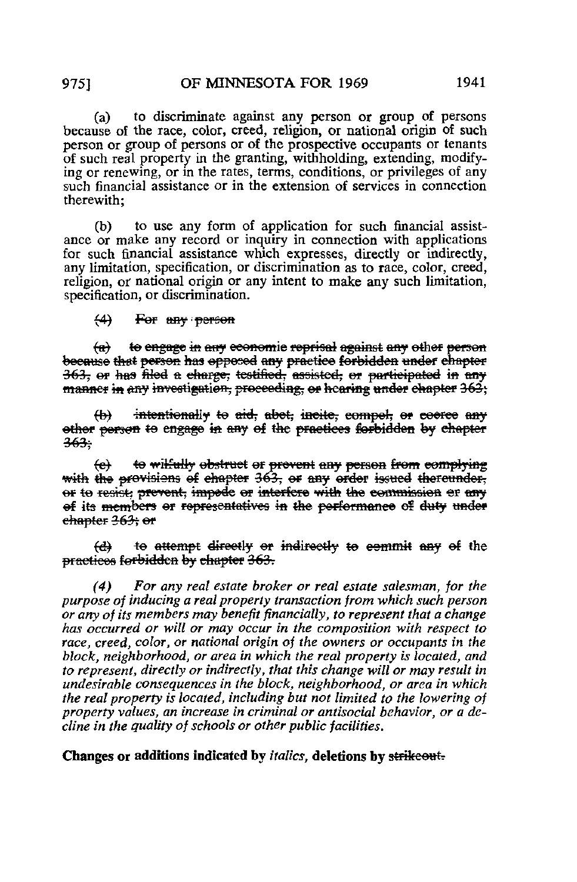(a) to discriminate against any person or group of persons because of the race, color, creed, religion, or national origin of such person or group of persons or of the prospective occupants or tenants of such real property in the granting, withholding, extending, modifying or renewing, or in the rates, terms, conditions, or privileges of any such financial assistance or in the extension of services in connection therewith;

(b) to use any form of application for such financial assistance or make any record or inquiry in connection with applications for such financial assistance which expresses, directly or indirectly, any limitation, specification, or discrimination as to race, color, creed, religion, or national origin or any intent to make any such limitation, specification, or discrimination.

~~(4) For any person~~

~~(a) to engage in any economic reprisal against any other person because that person has opposed any practice forbidden under chapter 363, or has filed a charge, testified, assisted, or participated in any manner in any investigation, proceeding, or hearing under chapter 363;~~

~~(b) intentionally to aid, abet, incite, compel, or coerce any other person to engage in any of the practices forbidden by chapter 363;~~

~~(c) to wilfully obstruct or prevent any person from complying with the provisions of chapter 363, or any order issued thereunder, or to resist, prevent, impede or interfere with the commission or any of its members or representatives in the performance of duty under chapter 363; or~~

~~(d) to attempt directly or indirectly to commit any of the practices forbidden by chapter 363.~~

*(4) For any real estate broker or real estate salesman, for the purpose of inducing a real property transaction from which such person or any of its members may benefit financially, to represent that a change has occurred or will or may occur in the composition with respect to race, creed, color, or national origin of the owners or occupants in the block, neighborhood, or area in which the real property is located, and to represent, directly or indirectly, that this change will or may result in undesirable consequences in the block, neighborhood, or area in which the real property is located, including but not limited to the lowering of property values, an increase in criminal or antisocial behavior, or a decline in the quality of schools or other public facilities.*

**Changes or additions indicated by *italics*, deletions by ~~strikeout.~~**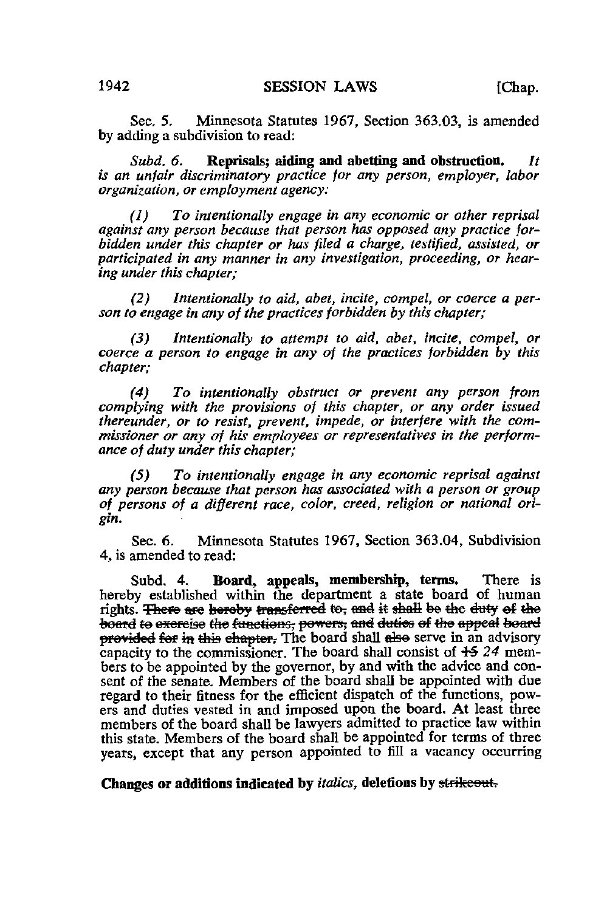Sec. 5. Minnesota Statutes 1967, Section 363.03, is amended by adding a subdivision to read:

*Subd. 6.* **Reprisals; aiding and abetting and obstruction.** *It is an unfair discriminatory practice for any person, employer, labor organization, or employment agency:*

*(1) To intentionally engage in any economic or other reprisal against any person because that person has opposed any practice forbidden under this chapter or has filed a charge, testified, assisted, or participated in any manner in any investigation, proceeding, or hearing under this chapter;*

*(2) Intentionally to aid, abet, incite, compel, or coerce a person to engage in any of the practices forbidden by this chapter;*

*(3) Intentionally to attempt to aid, abet, incite, compel, or coerce a person to engage in any of the practices forbidden by this chapter;*

*(4) To intentionally obstruct or prevent any person from complying with the provisions of this chapter, or any order issued thereunder, or to resist, prevent, impede, or interfere with the commissioner or any of his employees or representatives in the performance of duty under this chapter;*

*(5) To intentionally engage in any economic reprisal against any person because that person has associated with a person or group of persons of a different race, color, creed, religion or national origin.*

Sec. 6. Minnesota Statutes 1967, Section 363.04, Subdivision 4, is amended to read:

Subd. 4. **Board, appeals, membership, terms.** There is hereby established within the department a state board of human rights. ~~There are hereby transferred to, and it shall be the duty of the board to exercise the functions, powers, and duties of the appeal board provided for in this chapter.~~ The board shall ~~also~~ serve in an advisory capacity to the commissioner. The board shall consist of ~~15~~ *24* members to be appointed by the governor, by and with the advice and consent of the senate. Members of the board shall be appointed with due regard to their fitness for the efficient dispatch of the functions, powers and duties vested in and imposed upon the board. At least three members of the board shall be lawyers admitted to practice law within this state. Members of the board shall be appointed for terms of three years, except that any person appointed to fill a vacancy occurring

**Changes or additions indicated by** *italics*, **deletions by** ~~strikeout.~~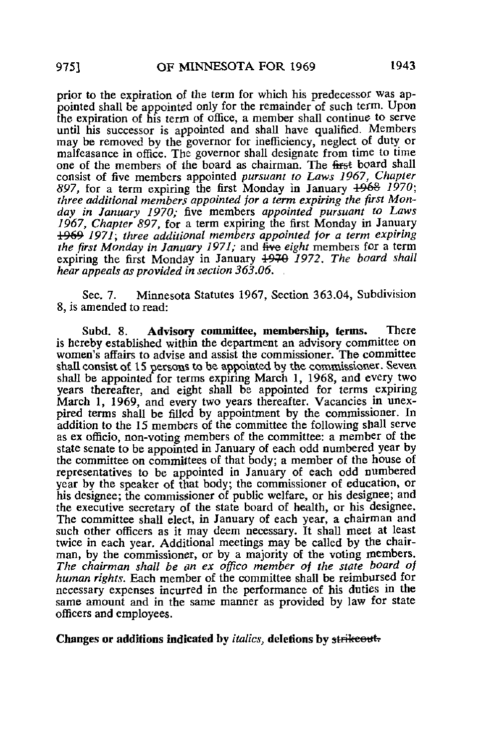prior to the expiration of the term for which his predecessor was appointed shall be appointed only for the remainder of such term. Upon the expiration of his term of office, a member shall continue to serve until his successor is appointed and shall have qualified. Members may be removed by the governor for inefficiency, neglect of duty or malfeasance in office. The governor shall designate from time to time one of the members of the board as chairman. The ~~first~~ board shall consist of five members appointed *pursuant to Laws 1967, Chapter 897,* for a term expiring the first Monday in January ~~1968~~ *1970; three additional members appointed for a term expiring the first Monday in January 1970;* five members *appointed pursuant to Laws 1967, Chapter 897,* for a term expiring the first Monday in January ~~1969~~ *1971; three additional members appointed for a term expiring the first Monday in January 1971;* and ~~five~~ *eight* members for a term expiring the first Monday in January ~~1970~~ *1972. The board shall hear appeals as provided in section 363.06.*

Sec. 7. Minnesota Statutes 1967, Section 363.04, Subdivision 8, is amended to read:

Subd. 8. **Advisory committee, membership, terms.** There is hereby established within the department an advisory committee on women's affairs to advise and assist the commissioner. The committee shall consist of 15 persons to be appointed by the commissioner. Seven shall be appointed for terms expiring March 1, 1968, and every two years thereafter, and eight shall be appointed for terms expiring March 1, 1969, and every two years thereafter. Vacancies in unexpired terms shall be filled by appointment by the commissioner. In addition to the 15 members of the committee the following shall serve as ex officio, non-voting members of the committee: a member of the state senate to be appointed in January of each odd numbered year by the committee on committees of that body; a member of the house of representatives to be appointed in January of each odd numbered year by the speaker of that body; the commissioner of education, or his designee; the commissioner of public welfare, or his designee; and the executive secretary of the state board of health, or his designee. The committee shall elect, in January of each year, a chairman and such other officers as it may deem necessary. It shall meet at least twice in each year. Additional meetings may be called by the chairman, by the commissioner, or by a majority of the voting members. *The chairman shall be an ex offico member of the state board of human rights.* Each member of the committee shall be reimbursed for necessary expenses incurred in the performance of his duties in the same amount and in the same manner as provided by law for state officers and employees.

**Changes or additions indicated by** *italics*, **deletions by** ~~strikeout.~~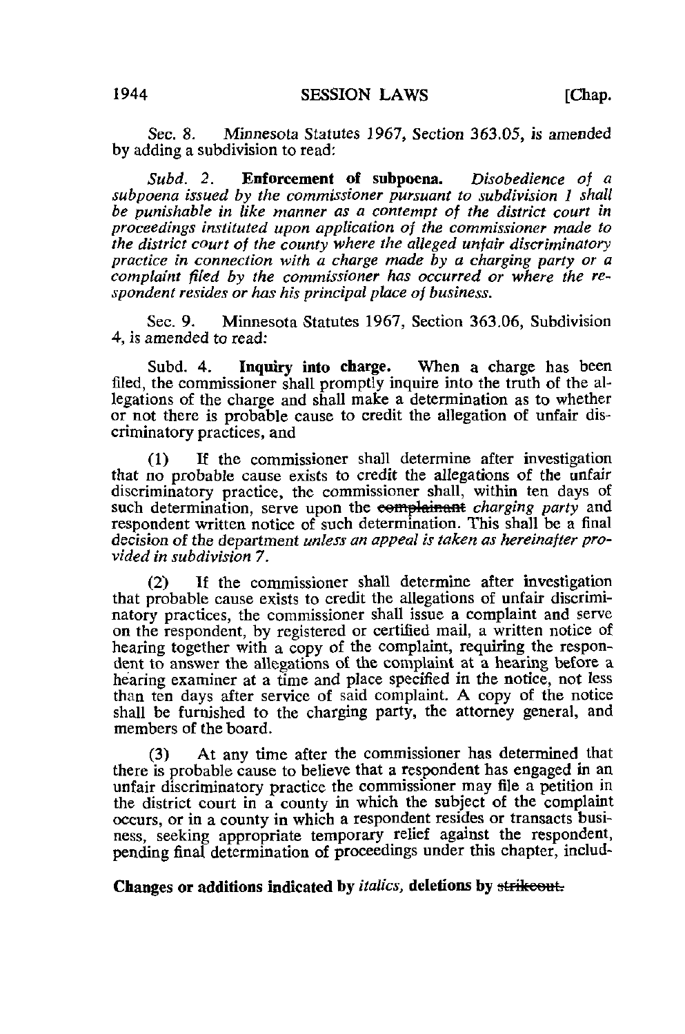Sec. 8. Minnesota Statutes 1967, Section 363.05, is amended by adding a subdivision to read:

*Subd. 2.* **Enforcement of subpoena.** *Disobedience of a subpoena issued by the commissioner pursuant to subdivision 1 shall be punishable in like manner as a contempt of the district court in proceedings instituted upon application of the commissioner made to the district court of the county where the alleged unfair discriminatory practice in connection with a charge made by a charging party or a complaint filed by the commissioner has occurred or where the respondent resides or has his principal place of business.*

Sec. 9. Minnesota Statutes 1967, Section 363.06, Subdivision 4, is amended to read:

Subd. 4. **Inquiry into charge.** When a charge has been filed, the commissioner shall promptly inquire into the truth of the allegations of the charge and shall make a determination as to whether or not there is probable cause to credit the allegation of unfair discriminatory practices, and

(1) If the commissioner shall determine after investigation that no probable cause exists to credit the allegations of the unfair discriminatory practice, the commissioner shall, within ten days of such determination, serve upon the ~~complainant~~ *charging party* and respondent written notice of such determination. This shall be a final decision of the department *unless an appeal is taken as hereinafter provided in subdivision 7.*

(2) If the commissioner shall determine after investigation that probable cause exists to credit the allegations of unfair discriminatory practices, the commissioner shall issue a complaint and serve on the respondent, by registered or certified mail, a written notice of hearing together with a copy of the complaint, requiring the respondent to answer the allegations of the complaint at a hearing before a hearing examiner at a time and place specified in the notice, not less than ten days after service of said complaint. A copy of the notice shall be furnished to the charging party, the attorney general, and members of the board.

(3) At any time after the commissioner has determined that there is probable cause to believe that a respondent has engaged in an unfair discriminatory practice the commissioner may file a petition in the district court in a county in which the subject of the complaint occurs, or in a county in which a respondent resides or transacts business, seeking appropriate temporary relief against the respondent, pending final determination of proceedings under this chapter, includ-

**Changes or additions indicated by** *italics*, **deletions by** ~~strikeout.~~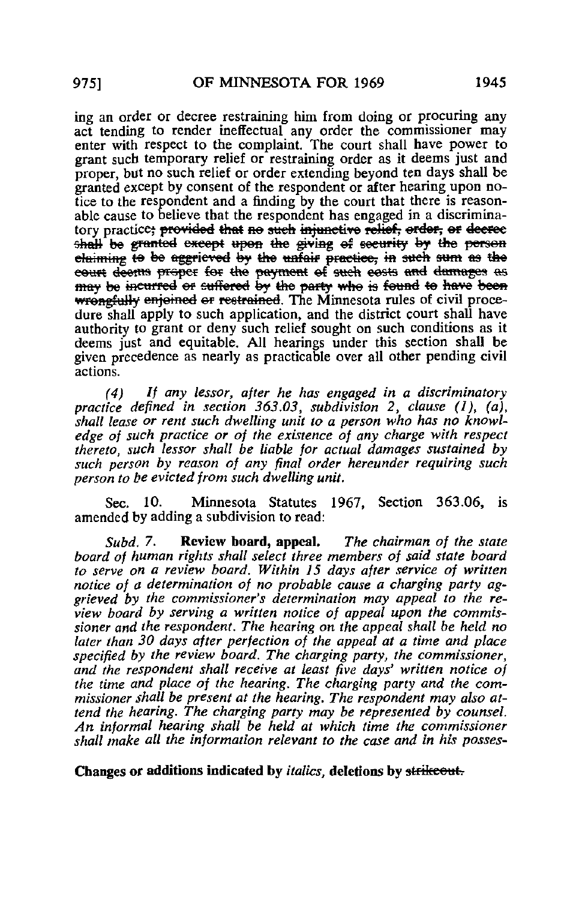ing an order or decree restraining him from doing or procuring any act tending to render ineffectual any order the commissioner may enter with respect to the complaint. The court shall have power to grant such temporary relief or restraining order as it deems just and proper, but no such relief or order extending beyond ten days shall be granted except by consent of the respondent or after hearing upon notice to the respondent and a finding by the court that there is reasonable cause to believe that the respondent has engaged in a discriminatory practice~~; provided that no such injunctive relief, order, or decree shall be granted except upon the giving of security by the person claiming to be aggrieved by the unfair practice, in such sum as the court deems proper for the payment of such costs and damages as may be incurred or suffered by the party who is found to have been wrongfully enjoined or restrained~~. The Minnesota rules of civil procedure shall apply to such application, and the district court shall have authority to grant or deny such relief sought on such conditions as it deems just and equitable. All hearings under this section shall be given precedence as nearly as practicable over all other pending civil actions.

*(4) If any lessor, after he has engaged in a discriminatory practice defined in section 363.03, subdivision 2, clause (1), (a), shall lease or rent such dwelling unit to a person who has no knowledge of such practice or of the existence of any charge with respect thereto, such lessor shall be liable for actual damages sustained by such person by reason of any final order hereunder requiring such person to be evicted from such dwelling unit.*

Sec. 10. Minnesota Statutes 1967, Section 363.06, is amended by adding a subdivision to read:

*Subd. 7.* **Review board, appeal.** *The chairman of the state board of human rights shall select three members of said state board to serve on a review board. Within 15 days after service of written notice of a determination of no probable cause a charging party aggrieved by the commissioner's determination may appeal to the review board by serving a written notice of appeal upon the commissioner and the respondent. The hearing on the appeal shall be held no later than 30 days after perfection of the appeal at a time and place specified by the review board. The charging party, the commissioner, and the respondent shall receive at least five days' written notice of the time and place of the hearing. The charging party and the commissioner shall be present at the hearing. The respondent may also attend the hearing. The charging party may be represented by counsel. An informal hearing shall be held at which time the commissioner shall make all the information relevant to the case and in his posses-*

**Changes or additions indicated by *italics*, deletions by ~~strikeout.~~**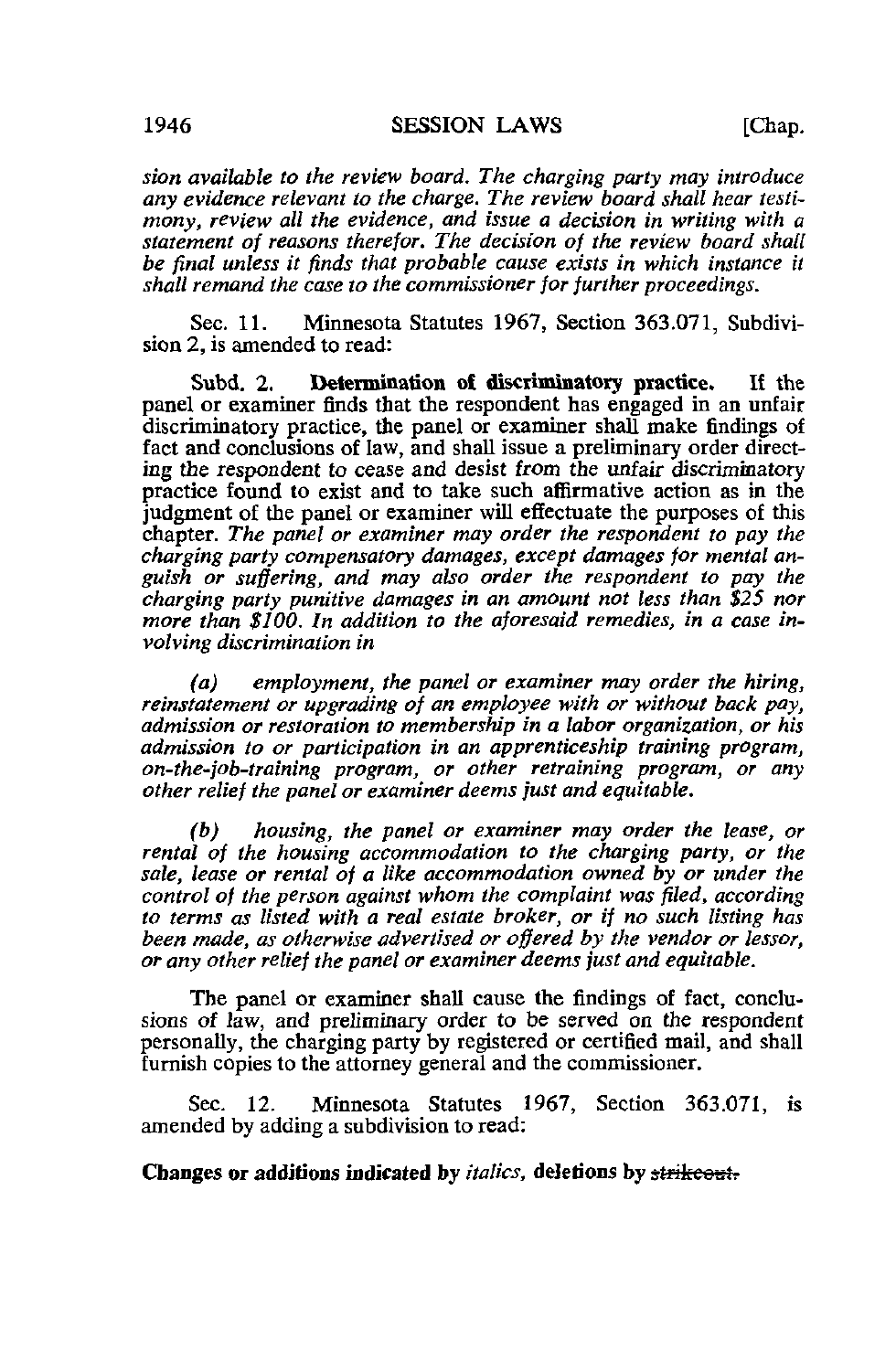*sion available to the review board. The charging party may introduce any evidence relevant to the charge. The review board shall hear testimony, review all the evidence, and issue a decision in writing with a statement of reasons therefor. The decision of the review board shall be final unless it finds that probable cause exists in which instance it shall remand the case to the commissioner for further proceedings.*

Sec. 11. Minnesota Statutes 1967, Section 363.071, Subdivision 2, is amended to read:

Subd. 2. **Determination of discriminatory practice.** If the panel or examiner finds that the respondent has engaged in an unfair discriminatory practice, the panel or examiner shall make findings of fact and conclusions of law, and shall issue a preliminary order directing the respondent to cease and desist from the unfair discriminatory practice found to exist and to take such affirmative action as in the judgment of the panel or examiner will effectuate the purposes of this chapter. *The panel or examiner may order the respondent to pay the charging party compensatory damages, except damages for mental anguish or suffering, and may also order the respondent to pay the charging party punitive damages in an amount not less than $25 nor more than $100. In addition to the aforesaid remedies, in a case involving discrimination in*

*(a) employment, the panel or examiner may order the hiring, reinstatement or upgrading of an employee with or without back pay, admission or restoration to membership in a labor organization, or his admission to or participation in an apprenticeship training program, on-the-job-training program, or other retraining program, or any other relief the panel or examiner deems just and equitable.*

*(b) housing, the panel or examiner may order the lease, or rental of the housing accommodation to the charging party, or the sale, lease or rental of a like accommodation owned by or under the control of the person against whom the complaint was filed, according to terms as listed with a real estate broker, or if no such listing has been made, as otherwise advertised or offered by the vendor or lessor, or any other relief the panel or examiner deems just and equitable.*

The panel or examiner shall cause the findings of fact, conclusions of law, and preliminary order to be served on the respondent personally, the charging party by registered or certified mail, and shall furnish copies to the attorney general and the commissioner.

Sec. 12. Minnesota Statutes 1967, Section 363.071, is amended by adding a subdivision to read:

**Changes or additions indicated by** *italics*, **deletions by** ~~strikeout.~~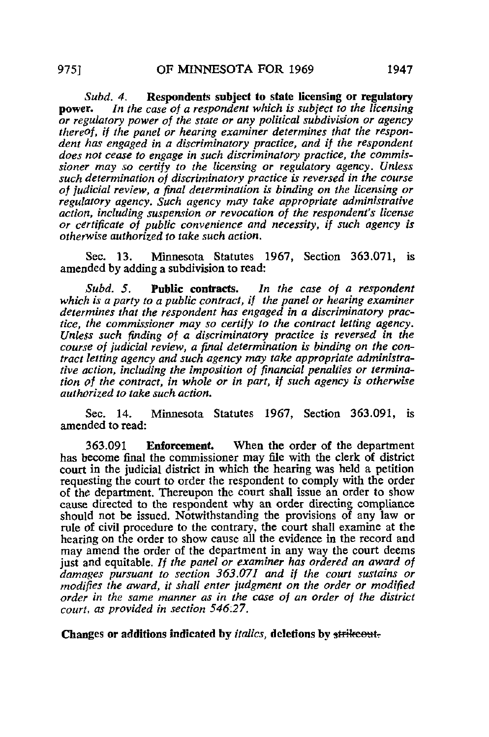*Subd. 4.* **Respondents subject to state licensing or regulatory power.** *In the case of a respondent which is subject to the licensing or regulatory power of the state or any political subdivision or agency thereof, if the panel or hearing examiner determines that the respondent has engaged in a discriminatory practice, and if the respondent does not cease to engage in such discriminatory practice, the commissioner may so certify to the licensing or regulatory agency. Unless such determination of discriminatory practice is reversed in the course of judicial review, a final determination is binding on the licensing or regulatory agency. Such agency may take appropriate administrative action, including suspension or revocation of the respondent's license or certificate of public convenience and necessity, if such agency is otherwise authorized to take such action.*

Sec. 13. Minnesota Statutes 1967, Section 363.071, is amended by adding a subdivision to read:

*Subd. 5.* **Public contracts.** *In the case of a respondent which is a party to a public contract, if the panel or hearing examiner determines that the respondent has engaged in a discriminatory practice, the commissioner may so certify to the contract letting agency. Unless such finding of a discriminatory practice is reversed in the course of judicial review, a final determination is binding on the contract letting agency and such agency may take appropriate administrative action, including the imposition of financial penalties or termination of the contract, in whole or in part, if such agency is otherwise authorized to take such action.*

Sec. 14. Minnesota Statutes 1967, Section 363.091, is amended to read:

363.091 **Enforcement.** When the order of the department has become final the commissioner may file with the clerk of district court in the judicial district in which the hearing was held a petition requesting the court to order the respondent to comply with the order of the department. Thereupon the court shall issue an order to show cause directed to the respondent why an order directing compliance should not be issued. Notwithstanding the provisions of any law or rule of civil procedure to the contrary, the court shall examine at the hearing on the order to show cause all the evidence in the record and may amend the order of the department in any way the court deems just and equitable. *If the panel or examiner has ordered an award of damages pursuant to section 363.071 and if the court sustains or modifies the award, it shall enter judgment on the order or modified order in the same manner as in the case of an order of the district court, as provided in section 546.27.*

**Changes or additions indicated by** *italics*, **deletions by** ~~strikeout.~~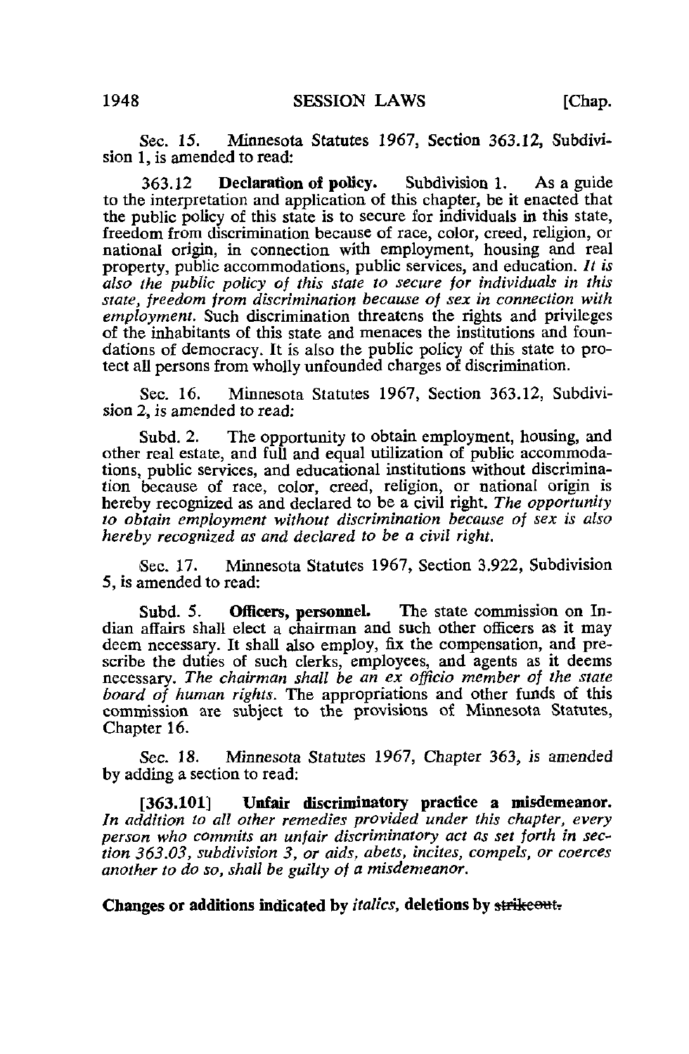Sec. 15. Minnesota Statutes 1967, Section 363.12, Subdivision 1, is amended to read:

363.12 **Declaration of policy.** Subdivision 1. As a guide to the interpretation and application of this chapter, be it enacted that the public policy of this state is to secure for individuals in this state, freedom from discrimination because of race, color, creed, religion, or national origin, in connection with employment, housing and real property, public accommodations, public services, and education. *It is also the public policy of this state to secure for individuals in this state, freedom from discrimination because of sex in connection with employment.* Such discrimination threatens the rights and privileges of the inhabitants of this state and menaces the institutions and foundations of democracy. It is also the public policy of this state to protect all persons from wholly unfounded charges of discrimination.

Sec. 16. Minnesota Statutes 1967, Section 363.12, Subdivision 2, is amended to read:

Subd. 2. The opportunity to obtain employment, housing, and other real estate, and full and equal utilization of public accommodations, public services, and educational institutions without discrimination because of race, color, creed, religion, or national origin is hereby recognized as and declared to be a civil right. *The opportunity to obtain employment without discrimination because of sex is also hereby recognized as and declared to be a civil right.*

Sec. 17. Minnesota Statutes 1967, Section 3.922, Subdivision 5, is amended to read:

Subd. 5. **Officers, personnel.** The state commission on Indian affairs shall elect a chairman and such other officers as it may deem necessary. It shall also employ, fix the compensation, and prescribe the duties of such clerks, employees, and agents as it deems necessary. *The chairman shall be an ex officio member of the state board of human rights.* The appropriations and other funds of this commission are subject to the provisions of Minnesota Statutes, Chapter 16.

Sec. 18. Minnesota Statutes 1967, Chapter 363, is amended by adding a section to read:

[363.101] **Unfair discriminatory practice a misdemeanor.** *In addition to all other remedies provided under this chapter, every person who commits an unfair discriminatory act as set forth in section 363.03, subdivision 3, or aids, abets, incites, compels, or coerces another to do so, shall be guilty of a misdemeanor.*

**Changes or additions indicated by *italics*, deletions by ~~strikeout.~~**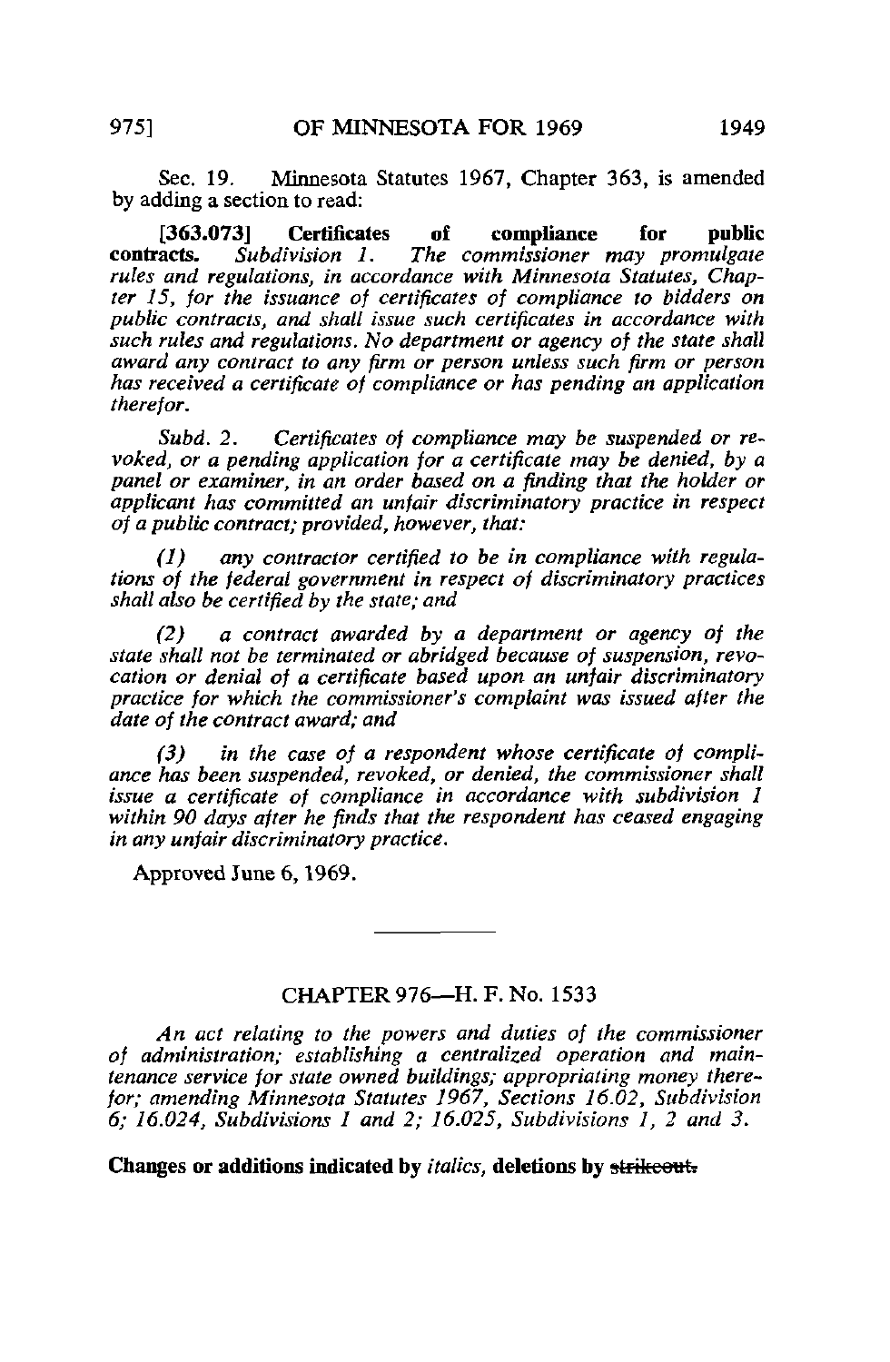Sec. 19. Minnesota Statutes 1967, Chapter 363, is amended by adding a section to read:

**[363.073] Certificates of compliance for public contracts.** *Subdivision 1. The commissioner may promulgate rules and regulations, in accordance with Minnesota Statutes, Chapter 15, for the issuance of certificates of compliance to bidders on public contracts, and shall issue such certificates in accordance with such rules and regulations. No department or agency of the state shall award any contract to any firm or person unless such firm or person has received a certificate of compliance or has pending an application therefor.*

*Subd. 2. Certificates of compliance may be suspended or revoked, or a pending application for a certificate may be denied, by a panel or examiner, in an order based on a finding that the holder or applicant has committed an unfair discriminatory practice in respect of a public contract; provided, however, that:*

*(1) any contractor certified to be in compliance with regulations of the federal government in respect of discriminatory practices shall also be certified by the state; and*

*(2) a contract awarded by a department or agency of the state shall not be terminated or abridged because of suspension, revocation or denial of a certificate based upon an unfair discriminatory practice for which the commissioner's complaint was issued after the date of the contract award; and*

*(3) in the case of a respondent whose certificate of compliance has been suspended, revoked, or denied, the commissioner shall issue a certificate of compliance in accordance with subdivision 1 within 90 days after he finds that the respondent has ceased engaging in any unfair discriminatory practice.*

Approved June 6, 1969.

---

## CHAPTER 976—H. F. No. 1533

*An act relating to the powers and duties of the commissioner of administration; establishing a centralized operation and maintenance service for state owned buildings; appropriating money therefor; amending Minnesota Statutes 1967, Sections 16.02, Subdivision 6; 16.024, Subdivisions 1 and 2; 16.025, Subdivisions 1, 2 and 3.*

**Changes or additions indicated by *italics*, deletions by ~~strikeout~~.**